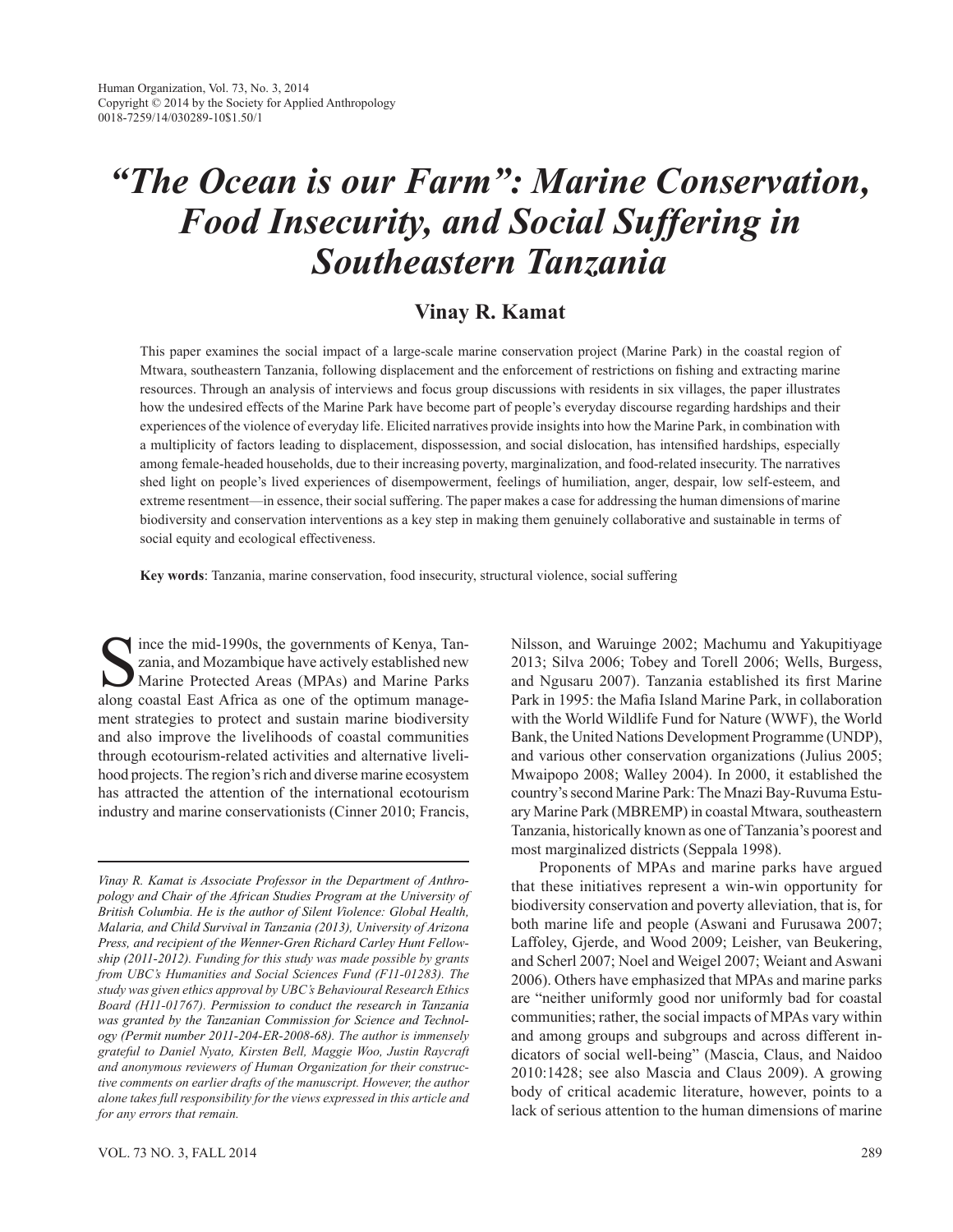# *"The Ocean is our Farm": Marine Conservation, Food Insecurity, and Social Suffering in Southeastern Tanzania*

## Vinay R. Kamat

This paper examines the social impact of a large-scale marine conservation project (Marine Park) in the coastal region of Mtwara, southeastern Tanzania, following displacement and the enforcement of restrictions on fishing and extracting marine resources. Through an analysis of interviews and focus group discussions with residents in six villages, the paper illustrates how the undesired effects of the Marine Park have become part of people's everyday discourse regarding hardships and their experiences of the violence of everyday life. Elicited narratives provide insights into how the Marine Park, in combination with a multiplicity of factors leading to displacement, dispossession, and social dislocation, has intensified hardships, especially among female-headed households, due to their increasing poverty, marginalization, and food-related insecurity. The narratives shed light on people's lived experiences of disempowerment, feelings of humiliation, anger, despair, low self-esteem, and extreme resentment—in essence, their social suffering. The paper makes a case for addressing the human dimensions of marine biodiversity and conservation interventions as a key step in making them genuinely collaborative and sustainable in terms of social equity and ecological effectiveness.

**Key words**: Tanzania, marine conservation, food insecurity, structural violence, social suffering

Since the mid-1990s, the governments of Kenya, Tanzania, and Mozambique have actively established new Marine Protected Areas (MPAs) and Marine Parks along coastal East Africa as one of the optimum management strategies to protect and sustain marine biodiversity and also improve the livelihoods of coastal communities through ecotourism-related activities and alternative livelihood projects. The region's rich and diverse marine ecosystem has attracted the attention of the international ecotourism industry and marine conservationists (Cinner 2010; Francis, Nilsson, and Waruinge 2002; Machumu and Yakupitiyage 2013; Silva 2006; Tobey and Torell 2006; Wells, Burgess, and Ngusaru 2007). Tanzania established its first Marine Park in 1995: the Mafia Island Marine Park, in collaboration with the World Wildlife Fund for Nature (WWF), the World Bank, the United Nations Development Programme (UNDP), and various other conservation organizations (Julius 2005; Mwaipopo 2008; Walley 2004). In 2000, it established the country's second Marine Park: The Mnazi Bay-Ruvuma Estuary Marine Park (MBREMP) in coastal Mtwara, southeastern Tanzania, historically known as one of Tanzania's poorest and most marginalized districts (Seppala 1998).

Proponents of MPAs and marine parks have argued that these initiatives represent a win-win opportunity for biodiversity conservation and poverty alleviation, that is, for both marine life and people (Aswani and Furusawa 2007; Laffoley, Gjerde, and Wood 2009; Leisher, van Beukering, and Scherl 2007; Noel and Weigel 2007; Weiant and Aswani 2006). Others have emphasized that MPAs and marine parks are "neither uniformly good nor uniformly bad for coastal communities; rather, the social impacts of MPAs vary within and among groups and subgroups and across different indicators of social well-being" (Mascia, Claus, and Naidoo 2010:1428; see also Mascia and Claus 2009). A growing body of critical academic literature, however, points to a lack of serious attention to the human dimensions of marine

---

*Vinay R. Kamat is Associate Professor in the Department of Anthropology and Chair of the African Studies Program at the University of British Columbia. He is the author of Silent Violence: Global Health, Malaria, and Child Survival in Tanzania (2013), University of Arizona Press, and recipient of the Wenner-Gren Richard Carley Hunt Fellowship (2011-2012). Funding for this study was made possible by grants from UBC's Humanities and Social Sciences Fund (F11-01283). The study was given ethics approval by UBC's Behavioural Research Ethics Board (H11-01767). Permission to conduct the research in Tanzania was granted by the Tanzanian Commission for Science and Technology (Permit number 2011-204-ER-2008-68). The author is immensely grateful to Daniel Nyato, Kirsten Bell, Maggie Woo, Justin Raycraft and anonymous reviewers of Human Organization for their constructive comments on earlier drafts of the manuscript. However, the author alone takes full responsibility for the views expressed in this article and for any errors that remain.*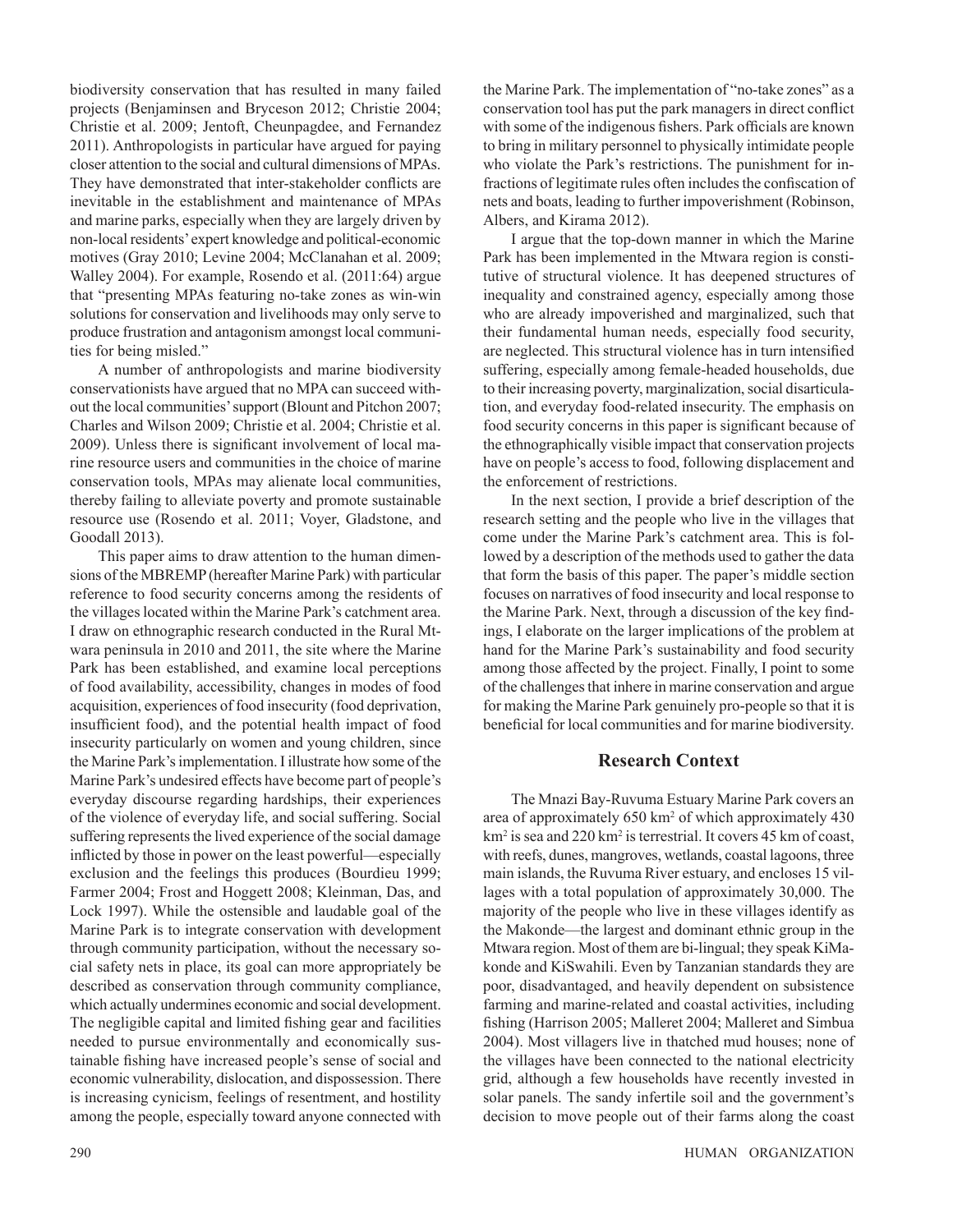biodiversity conservation that has resulted in many failed projects (Benjaminsen and Bryceson 2012; Christie 2004; Christie et al. 2009; Jentoft, Cheunpagdee, and Fernandez 2011). Anthropologists in particular have argued for paying closer attention to the social and cultural dimensions of MPAs. They have demonstrated that inter-stakeholder conflicts are inevitable in the establishment and maintenance of MPAs and marine parks, especially when they are largely driven by non-local residents' expert knowledge and political-economic motives (Gray 2010; Levine 2004; McClanahan et al. 2009; Walley 2004). For example, Rosendo et al. (2011:64) argue that "presenting MPAs featuring no-take zones as win-win solutions for conservation and livelihoods may only serve to produce frustration and antagonism amongst local communities for being misled."

A number of anthropologists and marine biodiversity conservationists have argued that no MPA can succeed without the local communities' support (Blount and Pitchon 2007; Charles and Wilson 2009; Christie et al. 2004; Christie et al. 2009). Unless there is significant involvement of local marine resource users and communities in the choice of marine conservation tools, MPAs may alienate local communities, thereby failing to alleviate poverty and promote sustainable resource use (Rosendo et al. 2011; Voyer, Gladstone, and Goodall 2013).

This paper aims to draw attention to the human dimensions of the MBREMP (hereafter Marine Park) with particular reference to food security concerns among the residents of the villages located within the Marine Park's catchment area. I draw on ethnographic research conducted in the Rural Mtwara peninsula in 2010 and 2011, the site where the Marine Park has been established, and examine local perceptions of food availability, accessibility, changes in modes of food acquisition, experiences of food insecurity (food deprivation, insufficient food), and the potential health impact of food insecurity particularly on women and young children, since the Marine Park's implementation. I illustrate how some of the Marine Park's undesired effects have become part of people's everyday discourse regarding hardships, their experiences of the violence of everyday life, and social suffering. Social suffering represents the lived experience of the social damage inflicted by those in power on the least powerful—especially exclusion and the feelings this produces (Bourdieu 1999; Farmer 2004; Frost and Hoggett 2008; Kleinman, Das, and Lock 1997). While the ostensible and laudable goal of the Marine Park is to integrate conservation with development through community participation, without the necessary social safety nets in place, its goal can more appropriately be described as conservation through community compliance, which actually undermines economic and social development. The negligible capital and limited fishing gear and facilities needed to pursue environmentally and economically sustainable fishing have increased people's sense of social and economic vulnerability, dislocation, and dispossession. There is increasing cynicism, feelings of resentment, and hostility among the people, especially toward anyone connected with the Marine Park. The implementation of "no-take zones" as a conservation tool has put the park managers in direct conflict with some of the indigenous fishers. Park officials are known to bring in military personnel to physically intimidate people who violate the Park's restrictions. The punishment for infractions of legitimate rules often includes the confiscation of nets and boats, leading to further impoverishment (Robinson, Albers, and Kirama 2012).

I argue that the top-down manner in which the Marine Park has been implemented in the Mtwara region is constitutive of structural violence. It has deepened structures of inequality and constrained agency, especially among those who are already impoverished and marginalized, such that their fundamental human needs, especially food security, are neglected. This structural violence has in turn intensified suffering, especially among female-headed households, due to their increasing poverty, marginalization, social disarticulation, and everyday food-related insecurity. The emphasis on food security concerns in this paper is significant because of the ethnographically visible impact that conservation projects have on people's access to food, following displacement and the enforcement of restrictions.

In the next section, I provide a brief description of the research setting and the people who live in the villages that come under the Marine Park's catchment area. This is followed by a description of the methods used to gather the data that form the basis of this paper. The paper's middle section focuses on narratives of food insecurity and local response to the Marine Park. Next, through a discussion of the key findings, I elaborate on the larger implications of the problem at hand for the Marine Park's sustainability and food security among those affected by the project. Finally, I point to some of the challenges that inhere in marine conservation and argue for making the Marine Park genuinely pro-people so that it is beneficial for local communities and for marine biodiversity.

## Research Context

The Mnazi Bay-Ruvuma Estuary Marine Park covers an area of approximately 650 km$^2$ of which approximately 430 km$^2$ is sea and 220 km$^2$ is terrestrial. It covers 45 km of coast, with reefs, dunes, mangroves, wetlands, coastal lagoons, three main islands, the Ruvuma River estuary, and encloses 15 villages with a total population of approximately 30,000. The majority of the people who live in these villages identify as the Makonde—the largest and dominant ethnic group in the Mtwara region. Most of them are bi-lingual; they speak KiMakonde and KiSwahili. Even by Tanzanian standards they are poor, disadvantaged, and heavily dependent on subsistence farming and marine-related and coastal activities, including fishing (Harrison 2005; Malleret 2004; Malleret and Simbua 2004). Most villagers live in thatched mud houses; none of the villages have been connected to the national electricity grid, although a few households have recently invested in solar panels. The sandy infertile soil and the government's decision to move people out of their farms along the coast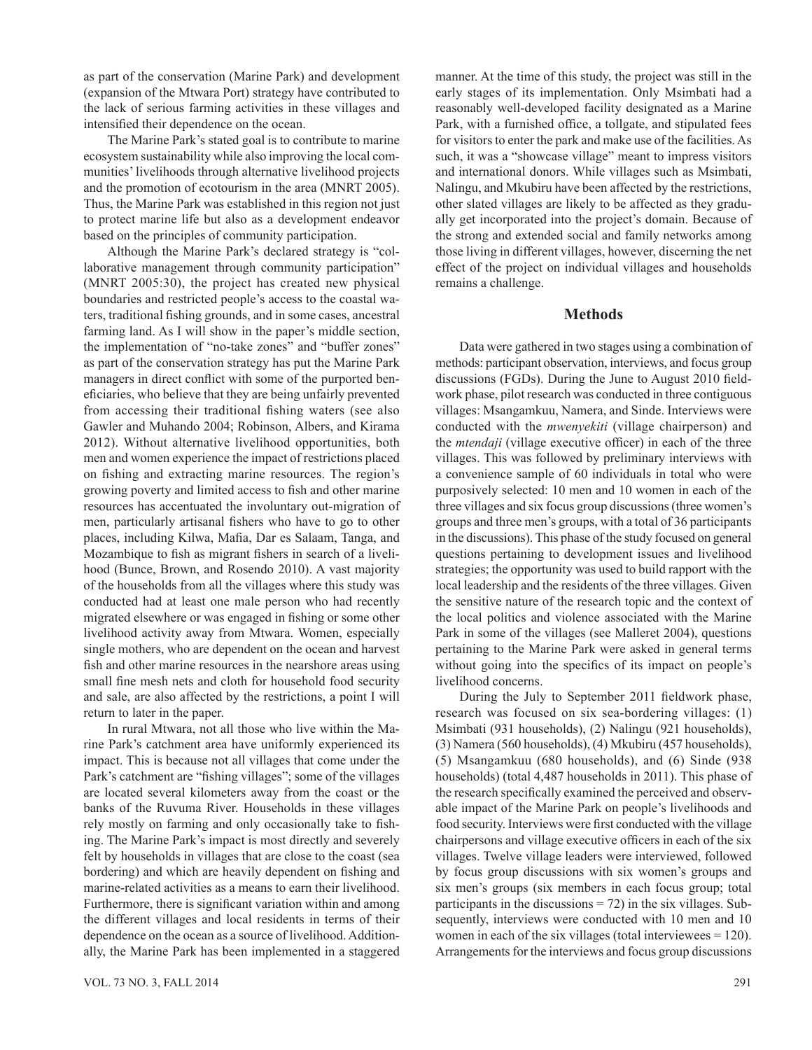as part of the conservation (Marine Park) and development (expansion of the Mtwara Port) strategy have contributed to the lack of serious farming activities in these villages and intensified their dependence on the ocean.

The Marine Park's stated goal is to contribute to marine ecosystem sustainability while also improving the local communities' livelihoods through alternative livelihood projects and the promotion of ecotourism in the area (MNRT 2005). Thus, the Marine Park was established in this region not just to protect marine life but also as a development endeavor based on the principles of community participation.

Although the Marine Park's declared strategy is "collaborative management through community participation" (MNRT 2005:30), the project has created new physical boundaries and restricted people's access to the coastal waters, traditional fishing grounds, and in some cases, ancestral farming land. As I will show in the paper's middle section, the implementation of "no-take zones" and "buffer zones" as part of the conservation strategy has put the Marine Park managers in direct conflict with some of the purported beneficiaries, who believe that they are being unfairly prevented from accessing their traditional fishing waters (see also Gawler and Muhando 2004; Robinson, Albers, and Kirama 2012). Without alternative livelihood opportunities, both men and women experience the impact of restrictions placed on fishing and extracting marine resources. The region's growing poverty and limited access to fish and other marine resources has accentuated the involuntary out-migration of men, particularly artisanal fishers who have to go to other places, including Kilwa, Mafia, Dar es Salaam, Tanga, and Mozambique to fish as migrant fishers in search of a livelihood (Bunce, Brown, and Rosendo 2010). A vast majority of the households from all the villages where this study was conducted had at least one male person who had recently migrated elsewhere or was engaged in fishing or some other livelihood activity away from Mtwara. Women, especially single mothers, who are dependent on the ocean and harvest fish and other marine resources in the nearshore areas using small fine mesh nets and cloth for household food security and sale, are also affected by the restrictions, a point I will return to later in the paper.

In rural Mtwara, not all those who live within the Marine Park's catchment area have uniformly experienced its impact. This is because not all villages that come under the Park's catchment are "fishing villages"; some of the villages are located several kilometers away from the coast or the banks of the Ruvuma River. Households in these villages rely mostly on farming and only occasionally take to fishing. The Marine Park's impact is most directly and severely felt by households in villages that are close to the coast (sea bordering) and which are heavily dependent on fishing and marine-related activities as a means to earn their livelihood. Furthermore, there is significant variation within and among the different villages and local residents in terms of their dependence on the ocean as a source of livelihood. Additionally, the Marine Park has been implemented in a staggered manner. At the time of this study, the project was still in the early stages of its implementation. Only Msimbati had a reasonably well-developed facility designated as a Marine Park, with a furnished office, a tollgate, and stipulated fees for visitors to enter the park and make use of the facilities. As such, it was a "showcase village" meant to impress visitors and international donors. While villages such as Msimbati, Nalingu, and Mkubiru have been affected by the restrictions, other slated villages are likely to be affected as they gradually get incorporated into the project's domain. Because of the strong and extended social and family networks among those living in different villages, however, discerning the net effect of the project on individual villages and households remains a challenge.

## Methods

Data were gathered in two stages using a combination of methods: participant observation, interviews, and focus group discussions (FGDs). During the June to August 2010 fieldwork phase, pilot research was conducted in three contiguous villages: Msangamkuu, Namera, and Sinde. Interviews were conducted with the *mwenyekiti* (village chairperson) and the *mtendaji* (village executive officer) in each of the three villages. This was followed by preliminary interviews with a convenience sample of 60 individuals in total who were purposively selected: 10 men and 10 women in each of the three villages and six focus group discussions (three women's groups and three men's groups, with a total of 36 participants in the discussions). This phase of the study focused on general questions pertaining to development issues and livelihood strategies; the opportunity was used to build rapport with the local leadership and the residents of the three villages. Given the sensitive nature of the research topic and the context of the local politics and violence associated with the Marine Park in some of the villages (see Malleret 2004), questions pertaining to the Marine Park were asked in general terms without going into the specifics of its impact on people's livelihood concerns.

During the July to September 2011 fieldwork phase, research was focused on six sea-bordering villages: (1) Msimbati (931 households), (2) Nalingu (921 households), (3) Namera (560 households), (4) Mkubiru (457 households), (5) Msangamkuu (680 households), and (6) Sinde (938 households) (total 4,487 households in 2011). This phase of the research specifically examined the perceived and observable impact of the Marine Park on people's livelihoods and food security. Interviews were first conducted with the village chairpersons and village executive officers in each of the six villages. Twelve village leaders were interviewed, followed by focus group discussions with six women's groups and six men's groups (six members in each focus group; total participants in the discussions = 72) in the six villages. Subsequently, interviews were conducted with 10 men and 10 women in each of the six villages (total interviewees = 120). Arrangements for the interviews and focus group discussions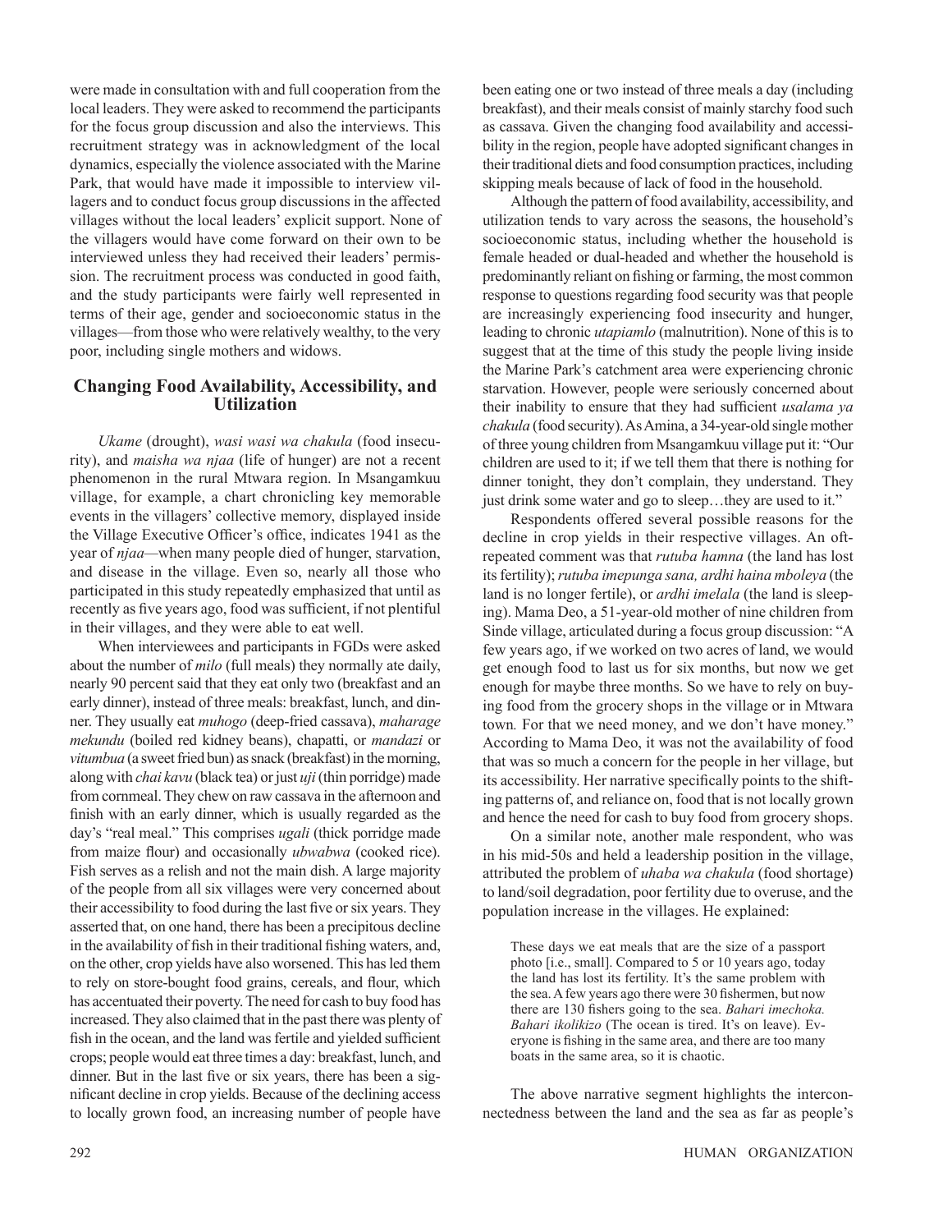were made in consultation with and full cooperation from the local leaders. They were asked to recommend the participants for the focus group discussion and also the interviews. This recruitment strategy was in acknowledgment of the local dynamics, especially the violence associated with the Marine Park, that would have made it impossible to interview villagers and to conduct focus group discussions in the affected villages without the local leaders' explicit support. None of the villagers would have come forward on their own to be interviewed unless they had received their leaders' permission. The recruitment process was conducted in good faith, and the study participants were fairly well represented in terms of their age, gender and socioeconomic status in the villages—from those who were relatively wealthy, to the very poor, including single mothers and widows.

## Changing Food Availability, Accessibility, and Utilization

*Ukame* (drought), *wasi wasi wa chakula* (food insecurity), and *maisha wa njaa* (life of hunger) are not a recent phenomenon in the rural Mtwara region. In Msangamkuu village, for example, a chart chronicling key memorable events in the villagers' collective memory, displayed inside the Village Executive Officer's office, indicates 1941 as the year of *njaa*—when many people died of hunger, starvation, and disease in the village. Even so, nearly all those who participated in this study repeatedly emphasized that until as recently as five years ago, food was sufficient, if not plentiful in their villages, and they were able to eat well.

When interviewees and participants in FGDs were asked about the number of *milo* (full meals) they normally ate daily, nearly 90 percent said that they eat only two (breakfast and an early dinner), instead of three meals: breakfast, lunch, and dinner. They usually eat *muhogo* (deep-fried cassava), *maharage mekundu* (boiled red kidney beans), chapatti, or *mandazi* or *vitumbua* (a sweet fried bun) as snack (breakfast) in the morning, along with *chai kavu* (black tea) or just *uji* (thin porridge) made from cornmeal. They chew on raw cassava in the afternoon and finish with an early dinner, which is usually regarded as the day's "real meal." This comprises *ugali* (thick porridge made from maize flour) and occasionally *ubwabwa* (cooked rice). Fish serves as a relish and not the main dish. A large majority of the people from all six villages were very concerned about their accessibility to food during the last five or six years. They asserted that, on one hand, there has been a precipitous decline in the availability of fish in their traditional fishing waters, and, on the other, crop yields have also worsened. This has led them to rely on store-bought food grains, cereals, and flour, which has accentuated their poverty. The need for cash to buy food has increased. They also claimed that in the past there was plenty of fish in the ocean, and the land was fertile and yielded sufficient crops; people would eat three times a day: breakfast, lunch, and dinner. But in the last five or six years, there has been a significant decline in crop yields. Because of the declining access to locally grown food, an increasing number of people have been eating one or two instead of three meals a day (including breakfast), and their meals consist of mainly starchy food such as cassava. Given the changing food availability and accessibility in the region, people have adopted significant changes in their traditional diets and food consumption practices, including skipping meals because of lack of food in the household.

Although the pattern of food availability, accessibility, and utilization tends to vary across the seasons, the household's socioeconomic status, including whether the household is female headed or dual-headed and whether the household is predominantly reliant on fishing or farming, the most common response to questions regarding food security was that people are increasingly experiencing food insecurity and hunger, leading to chronic *utapiamlo* (malnutrition). None of this is to suggest that at the time of this study the people living inside the Marine Park's catchment area were experiencing chronic starvation. However, people were seriously concerned about their inability to ensure that they had sufficient *usalama ya chakula* (food security). As Amina, a 34-year-old single mother of three young children from Msangamkuu village put it: "Our children are used to it; if we tell them that there is nothing for dinner tonight, they don't complain, they understand. They just drink some water and go to sleep…they are used to it."

Respondents offered several possible reasons for the decline in crop yields in their respective villages. An oft-repeated comment was that *rutuba hamna* (the land has lost its fertility); *rutuba imepunga sana, ardhi haina mboleya* (the land is no longer fertile), or *ardhi imelala* (the land is sleeping). Mama Deo, a 51-year-old mother of nine children from Sinde village, articulated during a focus group discussion: "A few years ago, if we worked on two acres of land, we would get enough food to last us for six months, but now we get enough for maybe three months. So we have to rely on buying food from the grocery shops in the village or in Mtwara town. For that we need money, and we don't have money." According to Mama Deo, it was not the availability of food that was so much a concern for the people in her village, but its accessibility. Her narrative specifically points to the shifting patterns of, and reliance on, food that is not locally grown and hence the need for cash to buy food from grocery shops.

On a similar note, another male respondent, who was in his mid-50s and held a leadership position in the village, attributed the problem of *uhaba wa chakula* (food shortage) to land/soil degradation, poor fertility due to overuse, and the population increase in the villages. He explained:

> These days we eat meals that are the size of a passport photo [i.e., small]. Compared to 5 or 10 years ago, today the land has lost its fertility. It's the same problem with the sea. A few years ago there were 30 fishermen, but now there are 130 fishers going to the sea. *Bahari imechoka. Bahari ikolikizo* (The ocean is tired. It's on leave). Everyone is fishing in the same area, and there are too many boats in the same area, so it is chaotic.

The above narrative segment highlights the interconnectedness between the land and the sea as far as people's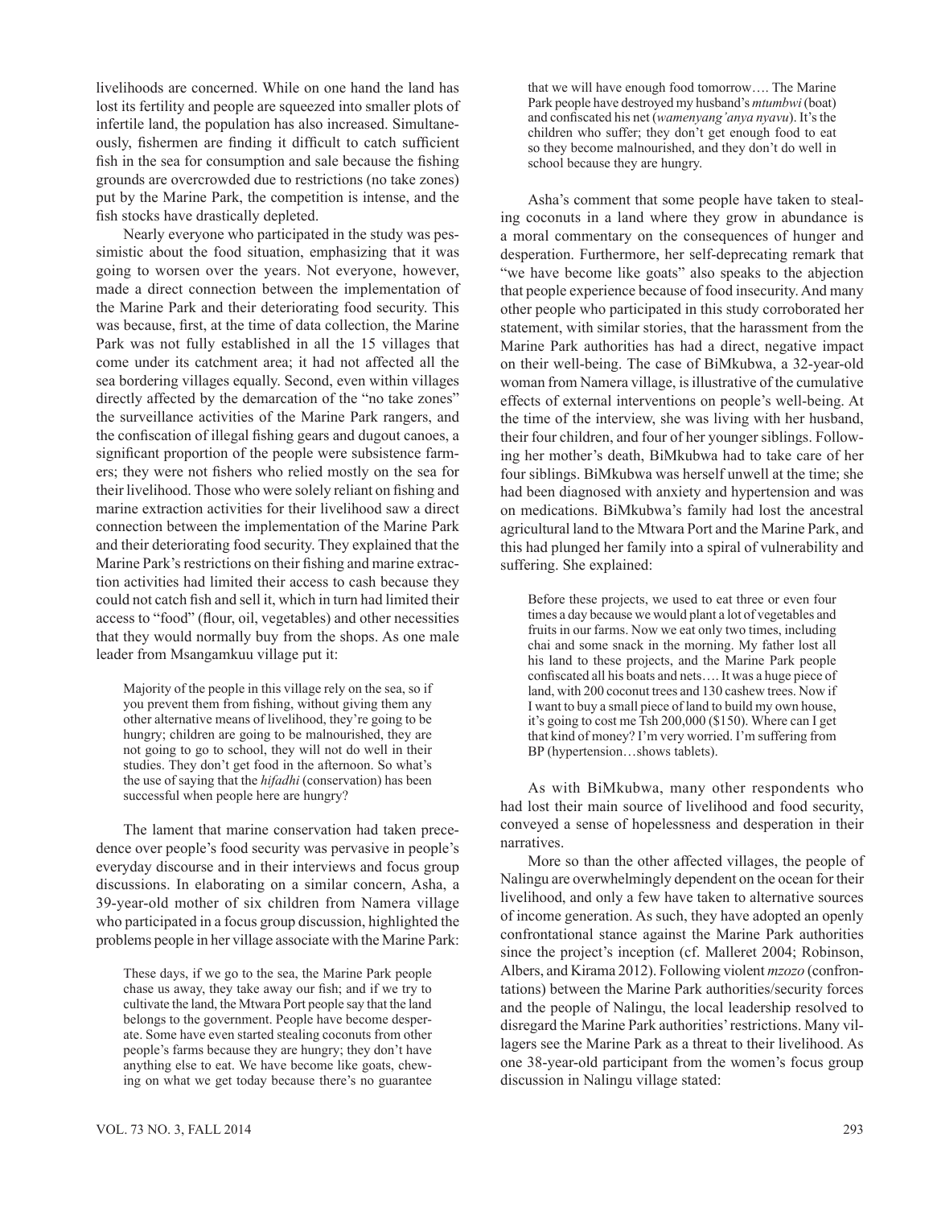livelihoods are concerned. While on one hand the land has lost its fertility and people are squeezed into smaller plots of infertile land, the population has also increased. Simultaneously, fishermen are finding it difficult to catch sufficient fish in the sea for consumption and sale because the fishing grounds are overcrowded due to restrictions (no take zones) put by the Marine Park, the competition is intense, and the fish stocks have drastically depleted.

Nearly everyone who participated in the study was pessimistic about the food situation, emphasizing that it was going to worsen over the years. Not everyone, however, made a direct connection between the implementation of the Marine Park and their deteriorating food security. This was because, first, at the time of data collection, the Marine Park was not fully established in all the 15 villages that come under its catchment area; it had not affected all the sea bordering villages equally. Second, even within villages directly affected by the demarcation of the "no take zones" the surveillance activities of the Marine Park rangers, and the confiscation of illegal fishing gears and dugout canoes, a significant proportion of the people were subsistence farmers; they were not fishers who relied mostly on the sea for their livelihood. Those who were solely reliant on fishing and marine extraction activities for their livelihood saw a direct connection between the implementation of the Marine Park and their deteriorating food security. They explained that the Marine Park's restrictions on their fishing and marine extraction activities had limited their access to cash because they could not catch fish and sell it, which in turn had limited their access to "food" (flour, oil, vegetables) and other necessities that they would normally buy from the shops. As one male leader from Msangamkuu village put it:

> Majority of the people in this village rely on the sea, so if you prevent them from fishing, without giving them any other alternative means of livelihood, they're going to be hungry; children are going to be malnourished, they are not going to go to school, they will not do well in their studies. They don't get food in the afternoon. So what's the use of saying that the *hifadhi* (conservation) has been successful when people here are hungry?

The lament that marine conservation had taken precedence over people's food security was pervasive in people's everyday discourse and in their interviews and focus group discussions. In elaborating on a similar concern, Asha, a 39-year-old mother of six children from Namera village who participated in a focus group discussion, highlighted the problems people in her village associate with the Marine Park:

> These days, if we go to the sea, the Marine Park people chase us away, they take away our fish; and if we try to cultivate the land, the Mtwara Port people say that the land belongs to the government. People have become desperate. Some have even started stealing coconuts from other people's farms because they are hungry; they don't have anything else to eat. We have become like goats, chewing on what we get today because there's no guarantee that we will have enough food tomorrow…. The Marine Park people have destroyed my husband's *mtumbwi* (boat) and confiscated his net (*wamenyang'anya nyavu*). It's the children who suffer; they don't get enough food to eat so they become malnourished, and they don't do well in school because they are hungry.

Asha's comment that some people have taken to stealing coconuts in a land where they grow in abundance is a moral commentary on the consequences of hunger and desperation. Furthermore, her self-deprecating remark that "we have become like goats" also speaks to the abjection that people experience because of food insecurity. And many other people who participated in this study corroborated her statement, with similar stories, that the harassment from the Marine Park authorities has had a direct, negative impact on their well-being. The case of BiMkubwa, a 32-year-old woman from Namera village, is illustrative of the cumulative effects of external interventions on people's well-being. At the time of the interview, she was living with her husband, their four children, and four of her younger siblings. Following her mother's death, BiMkubwa had to take care of her four siblings. BiMkubwa was herself unwell at the time; she had been diagnosed with anxiety and hypertension and was on medications. BiMkubwa's family had lost the ancestral agricultural land to the Mtwara Port and the Marine Park, and this had plunged her family into a spiral of vulnerability and suffering. She explained:

> Before these projects, we used to eat three or even four times a day because we would plant a lot of vegetables and fruits in our farms. Now we eat only two times, including chai and some snack in the morning. My father lost all his land to these projects, and the Marine Park people confiscated all his boats and nets…. It was a huge piece of land, with 200 coconut trees and 130 cashew trees. Now if I want to buy a small piece of land to build my own house, it's going to cost me Tsh 200,000 ($150). Where can I get that kind of money? I'm very worried. I'm suffering from BP (hypertension…shows tablets).

As with BiMkubwa, many other respondents who had lost their main source of livelihood and food security, conveyed a sense of hopelessness and desperation in their narratives.

More so than the other affected villages, the people of Nalingu are overwhelmingly dependent on the ocean for their livelihood, and only a few have taken to alternative sources of income generation. As such, they have adopted an openly confrontational stance against the Marine Park authorities since the project's inception (cf. Malleret 2004; Robinson, Albers, and Kirama 2012). Following violent *mzozo* (confrontations) between the Marine Park authorities/security forces and the people of Nalingu, the local leadership resolved to disregard the Marine Park authorities' restrictions. Many villagers see the Marine Park as a threat to their livelihood. As one 38-year-old participant from the women's focus group discussion in Nalingu village stated: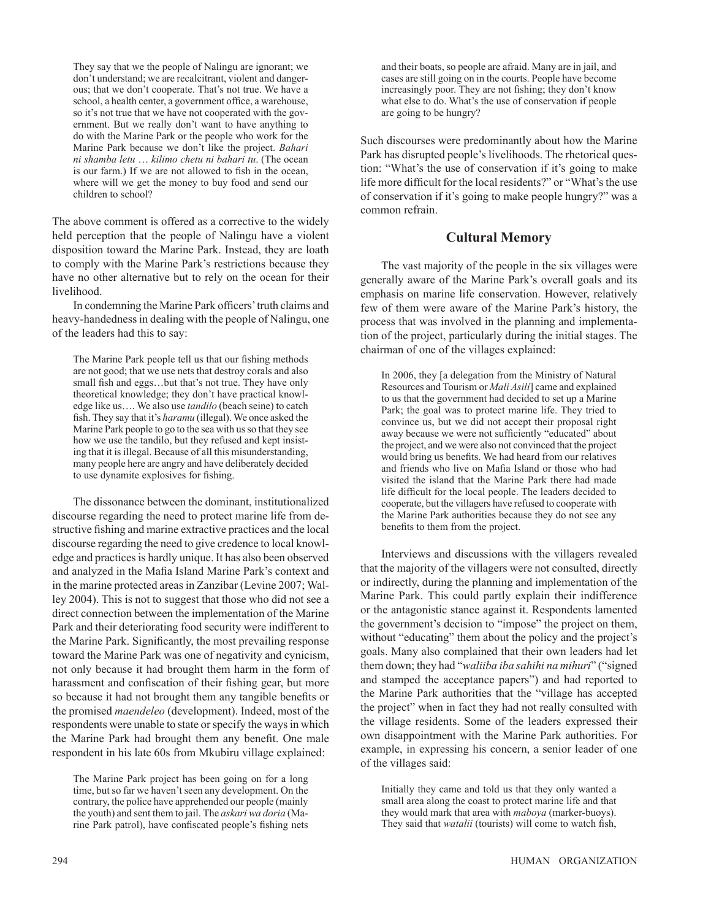> They say that we the people of Nalingu are ignorant; we don't understand; we are recalcitrant, violent and dangerous; that we don't cooperate. That's not true. We have a school, a health center, a government office, a warehouse, so it's not true that we have not cooperated with the government. But we really don't want to have anything to do with the Marine Park or the people who work for the Marine Park because we don't like the project. *Bahari ni shamba letu … kilimo chetu ni bahari tu*. (The ocean is our farm.) If we are not allowed to fish in the ocean, where will we get the money to buy food and send our children to school?

The above comment is offered as a corrective to the widely held perception that the people of Nalingu have a violent disposition toward the Marine Park. Instead, they are loath to comply with the Marine Park's restrictions because they have no other alternative but to rely on the ocean for their livelihood.

In condemning the Marine Park officers' truth claims and heavy-handedness in dealing with the people of Nalingu, one of the leaders had this to say:

> The Marine Park people tell us that our fishing methods are not good; that we use nets that destroy corals and also small fish and eggs…but that's not true. They have only theoretical knowledge; they don't have practical knowledge like us…. We also use *tandilo* (beach seine) to catch fish. They say that it's *haramu* (illegal). We once asked the Marine Park people to go to the sea with us so that they see how we use the tandilo, but they refused and kept insisting that it is illegal. Because of all this misunderstanding, many people here are angry and have deliberately decided to use dynamite explosives for fishing.

The dissonance between the dominant, institutionalized discourse regarding the need to protect marine life from destructive fishing and marine extractive practices and the local discourse regarding the need to give credence to local knowledge and practices is hardly unique. It has also been observed and analyzed in the Mafia Island Marine Park's context and in the marine protected areas in Zanzibar (Levine 2007; Walley 2004). This is not to suggest that those who did not see a direct connection between the implementation of the Marine Park and their deteriorating food security were indifferent to the Marine Park. Significantly, the most prevailing response toward the Marine Park was one of negativity and cynicism, not only because it had brought them harm in the form of harassment and confiscation of their fishing gear, but more so because it had not brought them any tangible benefits or the promised *maendeleo* (development). Indeed, most of the respondents were unable to state or specify the ways in which the Marine Park had brought them any benefit. One male respondent in his late 60s from Mkubiru village explained:

> The Marine Park project has been going on for a long time, but so far we haven't seen any development. On the contrary, the police have apprehended our people (mainly the youth) and sent them to jail. The *askari wa doria* (Marine Park patrol), have confiscated people's fishing nets and their boats, so people are afraid. Many are in jail, and cases are still going on in the courts. People have become increasingly poor. They are not fishing; they don't know what else to do. What's the use of conservation if people are going to be hungry?

Such discourses were predominantly about how the Marine Park has disrupted people's livelihoods. The rhetorical question: "What's the use of conservation if it's going to make life more difficult for the local residents?" or "What's the use of conservation if it's going to make people hungry?" was a common refrain.

## Cultural Memory

The vast majority of the people in the six villages were generally aware of the Marine Park's overall goals and its emphasis on marine life conservation. However, relatively few of them were aware of the Marine Park's history, the process that was involved in the planning and implementation of the project, particularly during the initial stages. The chairman of one of the villages explained:

> In 2006, they [a delegation from the Ministry of Natural Resources and Tourism or *Mali Asili*] came and explained to us that the government had decided to set up a Marine Park; the goal was to protect marine life. They tried to convince us, but we did not accept their proposal right away because we were not sufficiently "educated" about the project, and we were also not convinced that the project would bring us benefits. We had heard from our relatives and friends who live on Mafia Island or those who had visited the island that the Marine Park there had made life difficult for the local people. The leaders decided to cooperate, but the villagers have refused to cooperate with the Marine Park authorities because they do not see any benefits to them from the project.

Interviews and discussions with the villagers revealed that the majority of the villagers were not consulted, directly or indirectly, during the planning and implementation of the Marine Park. This could partly explain their indifference or the antagonistic stance against it. Respondents lamented the government's decision to "impose" the project on them, without "educating" them about the policy and the project's goals. Many also complained that their own leaders had let them down; they had "*waliiba iba sahihi na mihuri*" ("signed and stamped the acceptance papers") and had reported to the Marine Park authorities that the "village has accepted the project" when in fact they had not really consulted with the village residents. Some of the leaders expressed their own disappointment with the Marine Park authorities. For example, in expressing his concern, a senior leader of one of the villages said:

> Initially they came and told us that they only wanted a small area along the coast to protect marine life and that they would mark that area with *maboya* (marker-buoys). They said that *watalii* (tourists) will come to watch fish,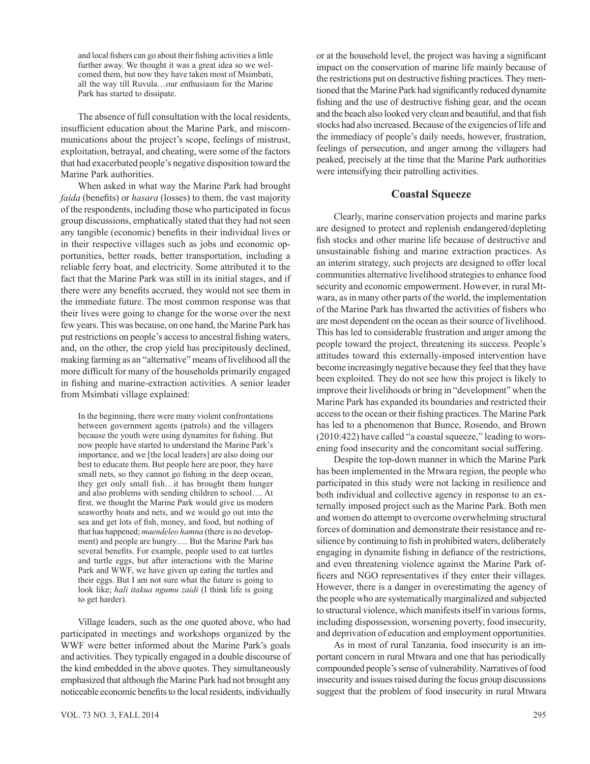> and local fishers can go about their fishing activities a little further away. We thought it was a great idea so we welcomed them, but now they have taken most of Msimbati, all the way till Ruvula…our enthusiasm for the Marine Park has started to dissipate.

The absence of full consultation with the local residents, insufficient education about the Marine Park, and miscommunications about the project's scope, feelings of mistrust, exploitation, betrayal, and cheating, were some of the factors that had exacerbated people's negative disposition toward the Marine Park authorities.

When asked in what way the Marine Park had brought *faida* (benefits) or *hasara* (losses) to them, the vast majority of the respondents, including those who participated in focus group discussions, emphatically stated that they had not seen any tangible (economic) benefits in their individual lives or in their respective villages such as jobs and economic opportunities, better roads, better transportation, including a reliable ferry boat, and electricity. Some attributed it to the fact that the Marine Park was still in its initial stages, and if there were any benefits accrued, they would not see them in the immediate future. The most common response was that their lives were going to change for the worse over the next few years. This was because, on one hand, the Marine Park has put restrictions on people's access to ancestral fishing waters, and, on the other, the crop yield has precipitously declined, making farming as an "alternative" means of livelihood all the more difficult for many of the households primarily engaged in fishing and marine-extraction activities. A senior leader from Msimbati village explained:

> In the beginning, there were many violent confrontations between government agents (patrols) and the villagers because the youth were using dynamites for fishing. But now people have started to understand the Marine Park's importance, and we [the local leaders] are also doing our best to educate them. But people here are poor, they have small nets, so they cannot go fishing in the deep ocean, they get only small fish…it has brought them hunger and also problems with sending children to school…. At first, we thought the Marine Park would give us modern seaworthy boats and nets, and we would go out into the sea and get lots of fish, money, and food, but nothing of that has happened; *maendeleo hamna* (there is no development) and people are hungry…. But the Marine Park has several benefits. For example, people used to eat turtles and turtle eggs, but after interactions with the Marine Park and WWF, we have given up eating the turtles and their eggs. But I am not sure what the future is going to look like; *hali itakua ngumu zaidi* (I think life is going to get harder).

Village leaders, such as the one quoted above, who had participated in meetings and workshops organized by the WWF were better informed about the Marine Park's goals and activities. They typically engaged in a double discourse of the kind embedded in the above quotes. They simultaneously emphasized that although the Marine Park had not brought any noticeable economic benefits to the local residents, individually or at the household level, the project was having a significant impact on the conservation of marine life mainly because of the restrictions put on destructive fishing practices. They mentioned that the Marine Park had significantly reduced dynamite fishing and the use of destructive fishing gear, and the ocean and the beach also looked very clean and beautiful, and that fish stocks had also increased. Because of the exigencies of life and the immediacy of people's daily needs, however, frustration, feelings of persecution, and anger among the villagers had peaked, precisely at the time that the Marine Park authorities were intensifying their patrolling activities.

## Coastal Squeeze

Clearly, marine conservation projects and marine parks are designed to protect and replenish endangered/depleting fish stocks and other marine life because of destructive and unsustainable fishing and marine extraction practices. As an interim strategy, such projects are designed to offer local communities alternative livelihood strategies to enhance food security and economic empowerment. However, in rural Mtwara, as in many other parts of the world, the implementation of the Marine Park has thwarted the activities of fishers who are most dependent on the ocean as their source of livelihood. This has led to considerable frustration and anger among the people toward the project, threatening its success. People's attitudes toward this externally-imposed intervention have become increasingly negative because they feel that they have been exploited. They do not see how this project is likely to improve their livelihoods or bring in "development" when the Marine Park has expanded its boundaries and restricted their access to the ocean or their fishing practices. The Marine Park has led to a phenomenon that Bunce, Rosendo, and Brown (2010:422) have called "a coastal squeeze," leading to worsening food insecurity and the concomitant social suffering.

Despite the top-down manner in which the Marine Park has been implemented in the Mtwara region, the people who participated in this study were not lacking in resilience and both individual and collective agency in response to an externally imposed project such as the Marine Park. Both men and women do attempt to overcome overwhelming structural forces of domination and demonstrate their resistance and resilience by continuing to fish in prohibited waters, deliberately engaging in dynamite fishing in defiance of the restrictions, and even threatening violence against the Marine Park officers and NGO representatives if they enter their villages. However, there is a danger in overestimating the agency of the people who are systematically marginalized and subjected to structural violence, which manifests itself in various forms, including dispossession, worsening poverty, food insecurity, and deprivation of education and employment opportunities.

As in most of rural Tanzania, food insecurity is an important concern in rural Mtwara and one that has periodically compounded people's sense of vulnerability. Narratives of food insecurity and issues raised during the focus group discussions suggest that the problem of food insecurity in rural Mtwara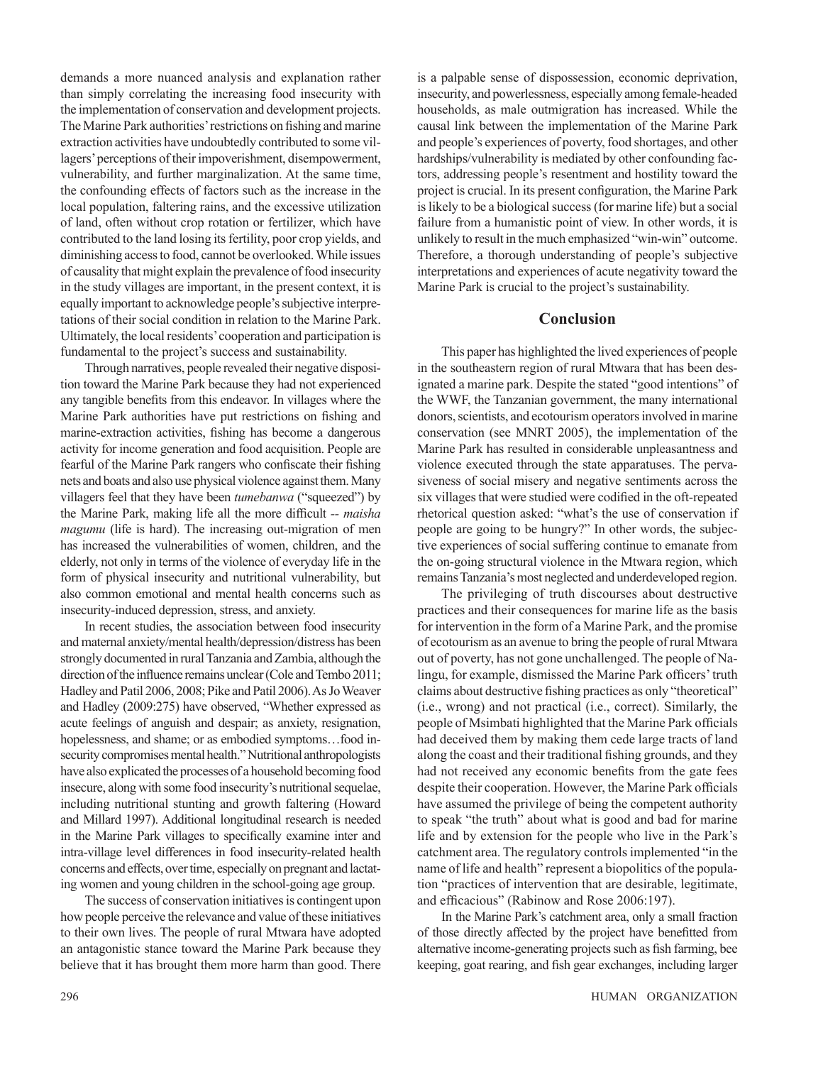demands a more nuanced analysis and explanation rather than simply correlating the increasing food insecurity with the implementation of conservation and development projects. The Marine Park authorities' restrictions on fishing and marine extraction activities have undoubtedly contributed to some villagers' perceptions of their impoverishment, disempowerment, vulnerability, and further marginalization. At the same time, the confounding effects of factors such as the increase in the local population, faltering rains, and the excessive utilization of land, often without crop rotation or fertilizer, which have contributed to the land losing its fertility, poor crop yields, and diminishing access to food, cannot be overlooked. While issues of causality that might explain the prevalence of food insecurity in the study villages are important, in the present context, it is equally important to acknowledge people's subjective interpretations of their social condition in relation to the Marine Park. Ultimately, the local residents' cooperation and participation is fundamental to the project's success and sustainability.

Through narratives, people revealed their negative disposition toward the Marine Park because they had not experienced any tangible benefits from this endeavor. In villages where the Marine Park authorities have put restrictions on fishing and marine-extraction activities, fishing has become a dangerous activity for income generation and food acquisition. People are fearful of the Marine Park rangers who confiscate their fishing nets and boats and also use physical violence against them. Many villagers feel that they have been *tumebanwa* ("squeezed") by the Marine Park, making life all the more difficult -- *maisha magumu* (life is hard). The increasing out-migration of men has increased the vulnerabilities of women, children, and the elderly, not only in terms of the violence of everyday life in the form of physical insecurity and nutritional vulnerability, but also common emotional and mental health concerns such as insecurity-induced depression, stress, and anxiety.

In recent studies, the association between food insecurity and maternal anxiety/mental health/depression/distress has been strongly documented in rural Tanzania and Zambia, although the direction of the influence remains unclear (Cole and Tembo 2011; Hadley and Patil 2006, 2008; Pike and Patil 2006). As Jo Weaver and Hadley (2009:275) have observed, "Whether expressed as acute feelings of anguish and despair; as anxiety, resignation, hopelessness, and shame; or as embodied symptoms…food insecurity compromises mental health." Nutritional anthropologists have also explicated the processes of a household becoming food insecure, along with some food insecurity's nutritional sequelae, including nutritional stunting and growth faltering (Howard and Millard 1997). Additional longitudinal research is needed in the Marine Park villages to specifically examine inter and intra-village level differences in food insecurity-related health concerns and effects, over time, especially on pregnant and lactating women and young children in the school-going age group.

The success of conservation initiatives is contingent upon how people perceive the relevance and value of these initiatives to their own lives. The people of rural Mtwara have adopted an antagonistic stance toward the Marine Park because they believe that it has brought them more harm than good. There is a palpable sense of dispossession, economic deprivation, insecurity, and powerlessness, especially among female-headed households, as male outmigration has increased. While the causal link between the implementation of the Marine Park and people's experiences of poverty, food shortages, and other hardships/vulnerability is mediated by other confounding factors, addressing people's resentment and hostility toward the project is crucial. In its present configuration, the Marine Park is likely to be a biological success (for marine life) but a social failure from a humanistic point of view. In other words, it is unlikely to result in the much emphasized "win-win" outcome. Therefore, a thorough understanding of people's subjective interpretations and experiences of acute negativity toward the Marine Park is crucial to the project's sustainability.

## Conclusion

This paper has highlighted the lived experiences of people in the southeastern region of rural Mtwara that has been designated a marine park. Despite the stated "good intentions" of the WWF, the Tanzanian government, the many international donors, scientists, and ecotourism operators involved in marine conservation (see MNRT 2005), the implementation of the Marine Park has resulted in considerable unpleasantness and violence executed through the state apparatuses. The pervasiveness of social misery and negative sentiments across the six villages that were studied were codified in the oft-repeated rhetorical question asked: "what's the use of conservation if people are going to be hungry?" In other words, the subjective experiences of social suffering continue to emanate from the on-going structural violence in the Mtwara region, which remains Tanzania's most neglected and underdeveloped region.

The privileging of truth discourses about destructive practices and their consequences for marine life as the basis for intervention in the form of a Marine Park, and the promise of ecotourism as an avenue to bring the people of rural Mtwara out of poverty, has not gone unchallenged. The people of Nalingu, for example, dismissed the Marine Park officers' truth claims about destructive fishing practices as only "theoretical" (i.e., wrong) and not practical (i.e., correct). Similarly, the people of Msimbati highlighted that the Marine Park officials had deceived them by making them cede large tracts of land along the coast and their traditional fishing grounds, and they had not received any economic benefits from the gate fees despite their cooperation. However, the Marine Park officials have assumed the privilege of being the competent authority to speak "the truth" about what is good and bad for marine life and by extension for the people who live in the Park's catchment area. The regulatory controls implemented "in the name of life and health" represent a biopolitics of the population "practices of intervention that are desirable, legitimate, and efficacious" (Rabinow and Rose 2006:197).

In the Marine Park's catchment area, only a small fraction of those directly affected by the project have benefitted from alternative income-generating projects such as fish farming, bee keeping, goat rearing, and fish gear exchanges, including larger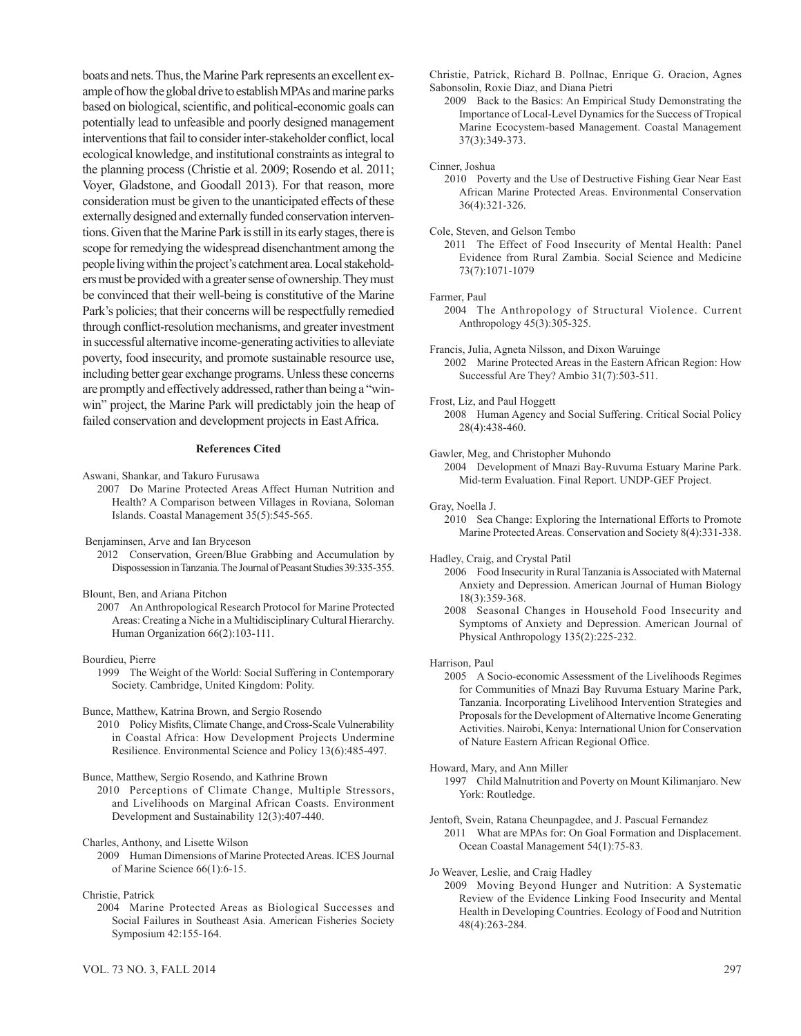boats and nets. Thus, the Marine Park represents an excellent example of how the global drive to establish MPAs and marine parks based on biological, scientific, and political-economic goals can potentially lead to unfeasible and poorly designed management interventions that fail to consider inter-stakeholder conflict, local ecological knowledge, and institutional constraints as integral to the planning process (Christie et al. 2009; Rosendo et al. 2011; Voyer, Gladstone, and Goodall 2013). For that reason, more consideration must be given to the unanticipated effects of these externally designed and externally funded conservation interventions. Given that the Marine Park is still in its early stages, there is scope for remedying the widespread disenchantment among the people living within the project's catchment area. Local stakeholders must be provided with a greater sense of ownership. They must be convinced that their well-being is constitutive of the Marine Park's policies; that their concerns will be respectfully remedied through conflict-resolution mechanisms, and greater investment in successful alternative income-generating activities to alleviate poverty, food insecurity, and promote sustainable resource use, including better gear exchange programs. Unless these concerns are promptly and effectively addressed, rather than being a "win-win" project, the Marine Park will predictably join the heap of failed conservation and development projects in East Africa.

#### References Cited

Aswani, Shankar, and Takuro Furusawa
2007 Do Marine Protected Areas Affect Human Nutrition and Health? A Comparison between Villages in Roviana, Soloman Islands. Coastal Management 35(5):545-565.

Benjaminsen, Arve and Ian Bryceson
2012 Conservation, Green/Blue Grabbing and Accumulation by Dispossession in Tanzania. The Journal of Peasant Studies 39:335-355.

Blount, Ben, and Ariana Pitchon
2007 An Anthropological Research Protocol for Marine Protected Areas: Creating a Niche in a Multidisciplinary Cultural Hierarchy. Human Organization 66(2):103-111.

Bourdieu, Pierre
1999 The Weight of the World: Social Suffering in Contemporary Society. Cambridge, United Kingdom: Polity.

Bunce, Matthew, Katrina Brown, and Sergio Rosendo
2010 Policy Misfits, Climate Change, and Cross-Scale Vulnerability in Coastal Africa: How Development Projects Undermine Resilience. Environmental Science and Policy 13(6):485-497.

Bunce, Matthew, Sergio Rosendo, and Kathrine Brown
2010 Perceptions of Climate Change, Multiple Stressors, and Livelihoods on Marginal African Coasts. Environment Development and Sustainability 12(3):407-440.

Charles, Anthony, and Lisette Wilson
2009 Human Dimensions of Marine Protected Areas. ICES Journal of Marine Science 66(1):6-15.

Christie, Patrick
2004 Marine Protected Areas as Biological Successes and Social Failures in Southeast Asia. American Fisheries Society Symposium 42:155-164.

Christie, Patrick, Richard B. Pollnac, Enrique G. Oracion, Agnes Sabonsolin, Roxie Diaz, and Diana Pietri
2009 Back to the Basics: An Empirical Study Demonstrating the Importance of Local-Level Dynamics for the Success of Tropical Marine Ecocystem-based Management. Coastal Management 37(3):349-373.

Cinner, Joshua
2010 Poverty and the Use of Destructive Fishing Gear Near East African Marine Protected Areas. Environmental Conservation 36(4):321-326.

Cole, Steven, and Gelson Tembo
2011 The Effect of Food Insecurity of Mental Health: Panel Evidence from Rural Zambia. Social Science and Medicine 73(7):1071-1079

Farmer, Paul
2004 The Anthropology of Structural Violence. Current Anthropology 45(3):305-325.

Francis, Julia, Agneta Nilsson, and Dixon Waruinge
2002 Marine Protected Areas in the Eastern African Region: How Successful Are They? Ambio 31(7):503-511.

Frost, Liz, and Paul Hoggett
2008 Human Agency and Social Suffering. Critical Social Policy 28(4):438-460.

Gawler, Meg, and Christopher Muhondo
2004 Development of Mnazi Bay-Ruvuma Estuary Marine Park. Mid-term Evaluation. Final Report. UNDP-GEF Project.

Gray, Noella J.
2010 Sea Change: Exploring the International Efforts to Promote Marine Protected Areas. Conservation and Society 8(4):331-338.

Hadley, Craig, and Crystal Patil
2006 Food Insecurity in Rural Tanzania is Associated with Maternal Anxiety and Depression. American Journal of Human Biology 18(3):359-368.
2008 Seasonal Changes in Household Food Insecurity and Symptoms of Anxiety and Depression. American Journal of Physical Anthropology 135(2):225-232.

Harrison, Paul
2005 A Socio-economic Assessment of the Livelihoods Regimes for Communities of Mnazi Bay Ruvuma Estuary Marine Park, Tanzania. Incorporating Livelihood Intervention Strategies and Proposals for the Development of Alternative Income Generating Activities. Nairobi, Kenya: International Union for Conservation of Nature Eastern African Regional Office.

Howard, Mary, and Ann Miller
1997 Child Malnutrition and Poverty on Mount Kilimanjaro. New York: Routledge.

Jentoft, Svein, Ratana Cheunpagdee, and J. Pascual Fernandez
2011 What are MPAs for: On Goal Formation and Displacement. Ocean Coastal Management 54(1):75-83.

Jo Weaver, Leslie, and Craig Hadley
2009 Moving Beyond Hunger and Nutrition: A Systematic Review of the Evidence Linking Food Insecurity and Mental Health in Developing Countries. Ecology of Food and Nutrition 48(4):263-284.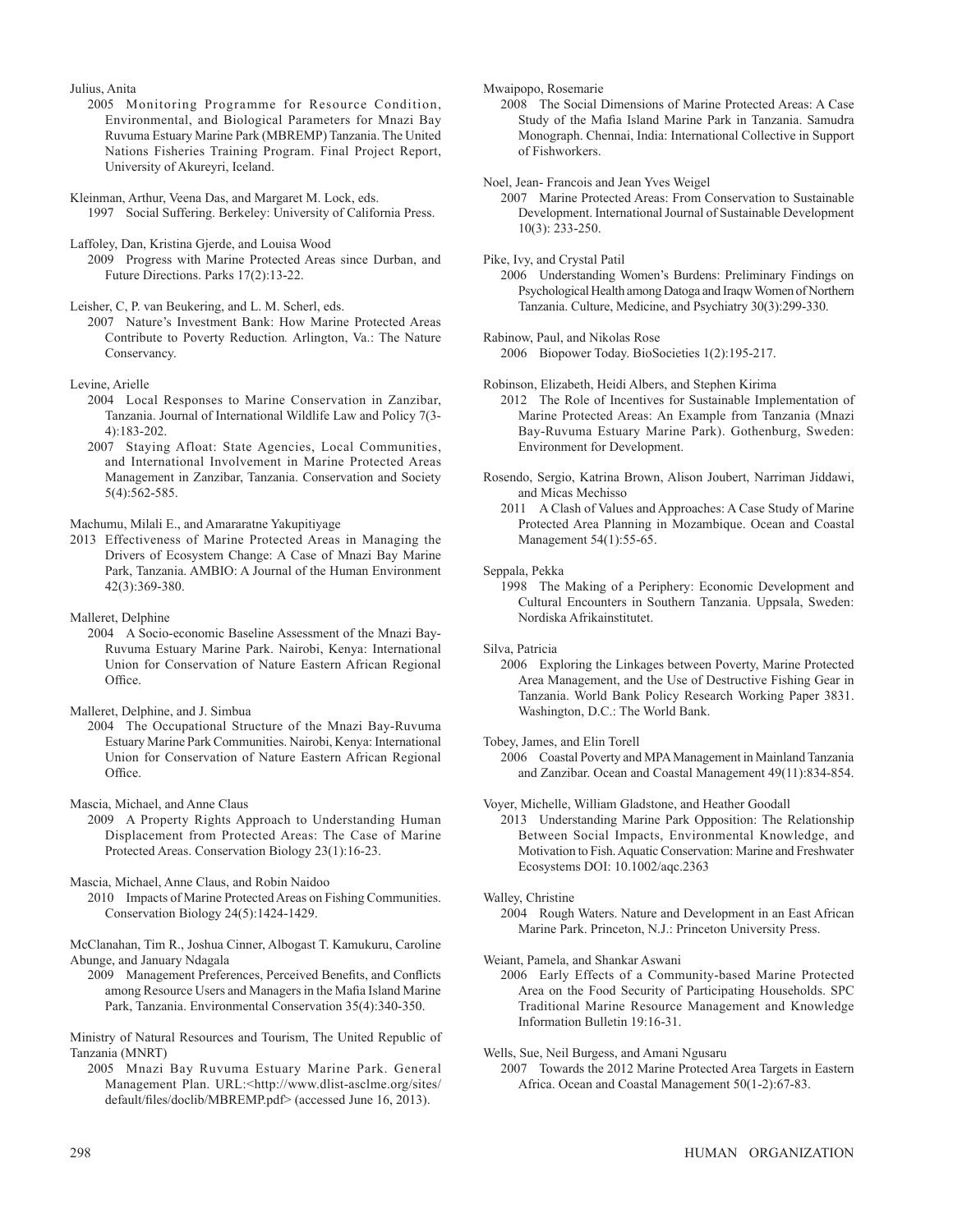Julius, Anita

2005 Monitoring Programme for Resource Condition, Environmental, and Biological Parameters for Mnazi Bay Ruvuma Estuary Marine Park (MBREMP) Tanzania. The United Nations Fisheries Training Program. Final Project Report, University of Akureyri, Iceland.

Kleinman, Arthur, Veena Das, and Margaret M. Lock, eds.

1997 Social Suffering. Berkeley: University of California Press.

Laffoley, Dan, Kristina Gjerde, and Louisa Wood

2009 Progress with Marine Protected Areas since Durban, and Future Directions. Parks 17(2):13-22.

Leisher, C, P. van Beukering, and L. M. Scherl, eds.

2007 Nature's Investment Bank: How Marine Protected Areas Contribute to Poverty Reduction. Arlington, Va.: The Nature Conservancy.

Levine, Arielle

2004 Local Responses to Marine Conservation in Zanzibar, Tanzania. Journal of International Wildlife Law and Policy 7(3-4):183-202.

2007 Staying Afloat: State Agencies, Local Communities, and International Involvement in Marine Protected Areas Management in Zanzibar, Tanzania. Conservation and Society 5(4):562-585.

Machumu, Milali E., and Amararatne Yakupitiyage

2013 Effectiveness of Marine Protected Areas in Managing the Drivers of Ecosystem Change: A Case of Mnazi Bay Marine Park, Tanzania. AMBIO: A Journal of the Human Environment 42(3):369-380.

Malleret, Delphine

2004 A Socio-economic Baseline Assessment of the Mnazi Bay-Ruvuma Estuary Marine Park. Nairobi, Kenya: International Union for Conservation of Nature Eastern African Regional Office.

Malleret, Delphine, and J. Simbua

2004 The Occupational Structure of the Mnazi Bay-Ruvuma Estuary Marine Park Communities. Nairobi, Kenya: International Union for Conservation of Nature Eastern African Regional Office.

Mascia, Michael, and Anne Claus

2009 A Property Rights Approach to Understanding Human Displacement from Protected Areas: The Case of Marine Protected Areas. Conservation Biology 23(1):16-23.

Mascia, Michael, Anne Claus, and Robin Naidoo

2010 Impacts of Marine Protected Areas on Fishing Communities. Conservation Biology 24(5):1424-1429.

McClanahan, Tim R., Joshua Cinner, Albogast T. Kamukuru, Caroline Abunge, and January Ndagala

2009 Management Preferences, Perceived Benefits, and Conflicts among Resource Users and Managers in the Mafia Island Marine Park, Tanzania. Environmental Conservation 35(4):340-350.

Ministry of Natural Resources and Tourism, The United Republic of Tanzania (MNRT)

2005 Mnazi Bay Ruvuma Estuary Marine Park. General Management Plan. URL:<http://www.dlist-asclme.org/sites/default/files/doclib/MBREMP.pdf> (accessed June 16, 2013).

Mwaipopo, Rosemarie

2008 The Social Dimensions of Marine Protected Areas: A Case Study of the Mafia Island Marine Park in Tanzania. Samudra Monograph. Chennai, India: International Collective in Support of Fishworkers.

Noel, Jean- Francois and Jean Yves Weigel

2007 Marine Protected Areas: From Conservation to Sustainable Development. International Journal of Sustainable Development 10(3): 233-250.

Pike, Ivy, and Crystal Patil

2006 Understanding Women's Burdens: Preliminary Findings on Psychological Health among Datoga and Iraqw Women of Northern Tanzania. Culture, Medicine, and Psychiatry 30(3):299-330.

Rabinow, Paul, and Nikolas Rose

2006 Biopower Today. BioSocieties 1(2):195-217.

Robinson, Elizabeth, Heidi Albers, and Stephen Kirima

2012 The Role of Incentives for Sustainable Implementation of Marine Protected Areas: An Example from Tanzania (Mnazi Bay-Ruvuma Estuary Marine Park). Gothenburg, Sweden: Environment for Development.

Rosendo, Sergio, Katrina Brown, Alison Joubert, Narriman Jiddawi, and Micas Mechisso

2011 A Clash of Values and Approaches: A Case Study of Marine Protected Area Planning in Mozambique. Ocean and Coastal Management 54(1):55-65.

Seppala, Pekka

1998 The Making of a Periphery: Economic Development and Cultural Encounters in Southern Tanzania. Uppsala, Sweden: Nordiska Afrikainstitutet.

Silva, Patricia

2006 Exploring the Linkages between Poverty, Marine Protected Area Management, and the Use of Destructive Fishing Gear in Tanzania. World Bank Policy Research Working Paper 3831. Washington, D.C.: The World Bank.

Tobey, James, and Elin Torell

2006 Coastal Poverty and MPA Management in Mainland Tanzania and Zanzibar. Ocean and Coastal Management 49(11):834-854.

Voyer, Michelle, William Gladstone, and Heather Goodall

2013 Understanding Marine Park Opposition: The Relationship Between Social Impacts, Environmental Knowledge, and Motivation to Fish. Aquatic Conservation: Marine and Freshwater Ecosystems DOI: 10.1002/aqc.2363

Walley, Christine

2004 Rough Waters. Nature and Development in an East African Marine Park. Princeton, N.J.: Princeton University Press.

Weiant, Pamela, and Shankar Aswani

2006 Early Effects of a Community-based Marine Protected Area on the Food Security of Participating Households. SPC Traditional Marine Resource Management and Knowledge Information Bulletin 19:16-31.

Wells, Sue, Neil Burgess, and Amani Ngusaru

2007 Towards the 2012 Marine Protected Area Targets in Eastern Africa. Ocean and Coastal Management 50(1-2):67-83.